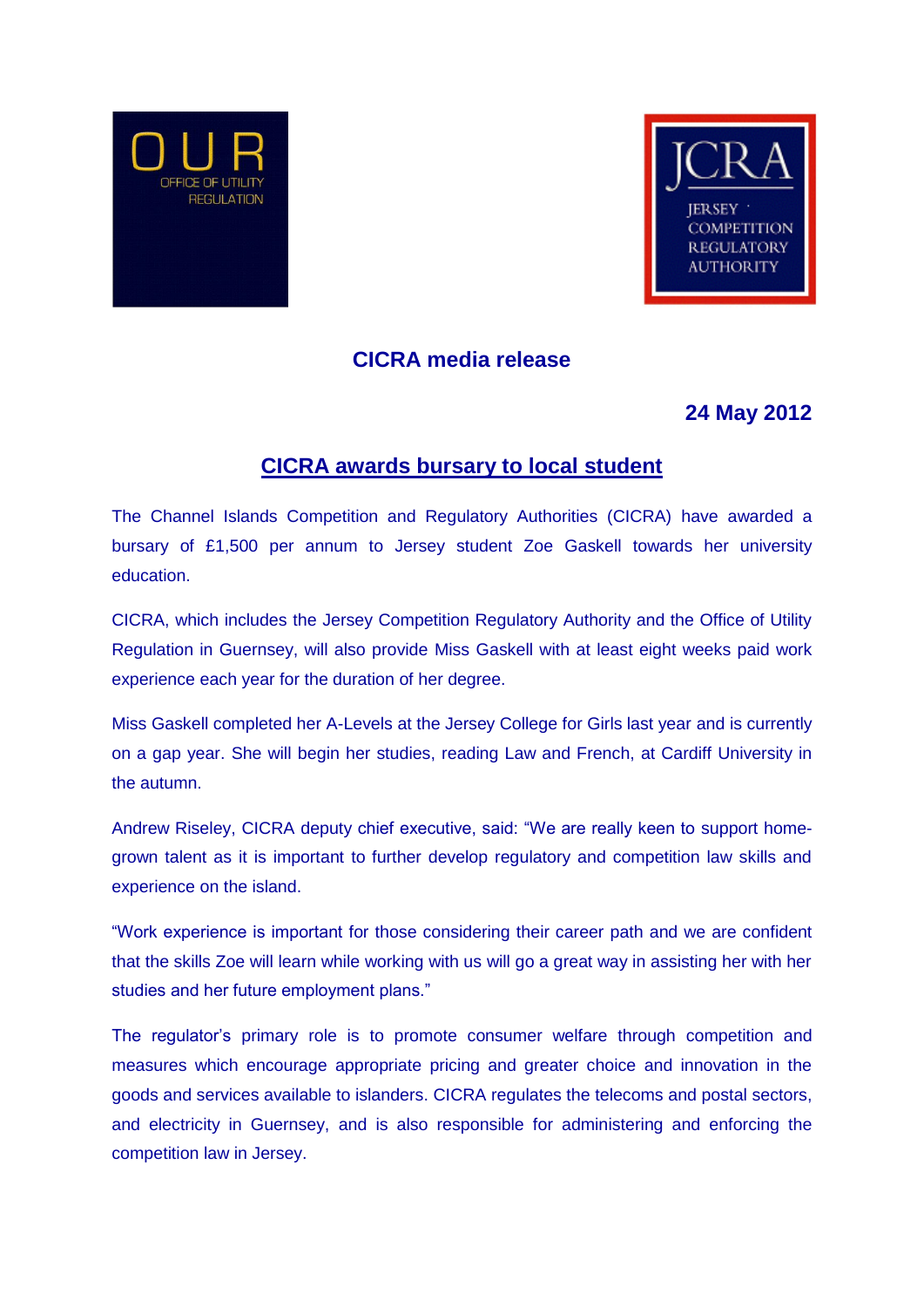OUR
OFFICE OF UTILITY REGULATION

JCRA
JERSEY COMPETITION REGULATORY AUTHORITY

## CICRA media release

**24 May 2012**

## CICRA awards bursary to local student

The Channel Islands Competition and Regulatory Authorities (CICRA) have awarded a bursary of £1,500 per annum to Jersey student Zoe Gaskell towards her university education.

CICRA, which includes the Jersey Competition Regulatory Authority and the Office of Utility Regulation in Guernsey, will also provide Miss Gaskell with at least eight weeks paid work experience each year for the duration of her degree.

Miss Gaskell completed her A-Levels at the Jersey College for Girls last year and is currently on a gap year. She will begin her studies, reading Law and French, at Cardiff University in the autumn.

Andrew Riseley, CICRA deputy chief executive, said: "We are really keen to support home-grown talent as it is important to further develop regulatory and competition law skills and experience on the island.

"Work experience is important for those considering their career path and we are confident that the skills Zoe will learn while working with us will go a great way in assisting her with her studies and her future employment plans."

The regulator's primary role is to promote consumer welfare through competition and measures which encourage appropriate pricing and greater choice and innovation in the goods and services available to islanders. CICRA regulates the telecoms and postal sectors, and electricity in Guernsey, and is also responsible for administering and enforcing the competition law in Jersey.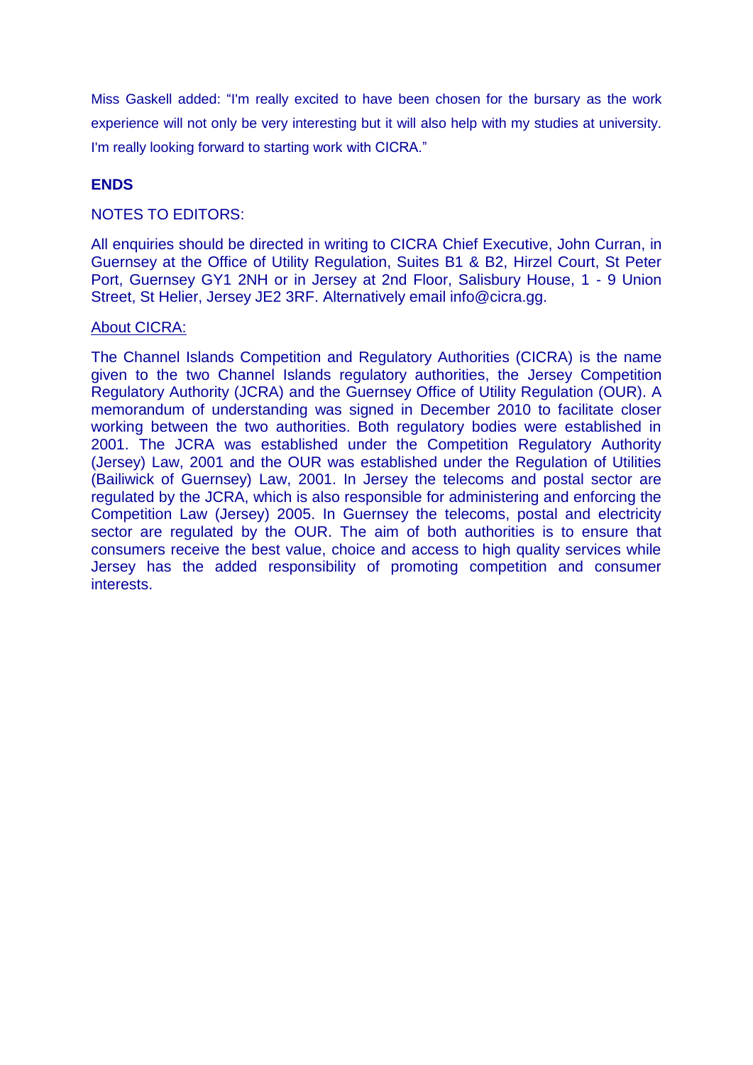Miss Gaskell added: "I'm really excited to have been chosen for the bursary as the work experience will not only be very interesting but it will also help with my studies at university. I'm really looking forward to starting work with CICRA."

**ENDS**

NOTES TO EDITORS:

All enquiries should be directed in writing to CICRA Chief Executive, John Curran, in Guernsey at the Office of Utility Regulation, Suites B1 & B2, Hirzel Court, St Peter Port, Guernsey GY1 2NH or in Jersey at 2nd Floor, Salisbury House, 1 - 9 Union Street, St Helier, Jersey JE2 3RF. Alternatively email info@cicra.gg.

About CICRA:

The Channel Islands Competition and Regulatory Authorities (CICRA) is the name given to the two Channel Islands regulatory authorities, the Jersey Competition Regulatory Authority (JCRA) and the Guernsey Office of Utility Regulation (OUR). A memorandum of understanding was signed in December 2010 to facilitate closer working between the two authorities. Both regulatory bodies were established in 2001. The JCRA was established under the Competition Regulatory Authority (Jersey) Law, 2001 and the OUR was established under the Regulation of Utilities (Bailiwick of Guernsey) Law, 2001. In Jersey the telecoms and postal sector are regulated by the JCRA, which is also responsible for administering and enforcing the Competition Law (Jersey) 2005. In Guernsey the telecoms, postal and electricity sector are regulated by the OUR. The aim of both authorities is to ensure that consumers receive the best value, choice and access to high quality services while Jersey has the added responsibility of promoting competition and consumer interests.